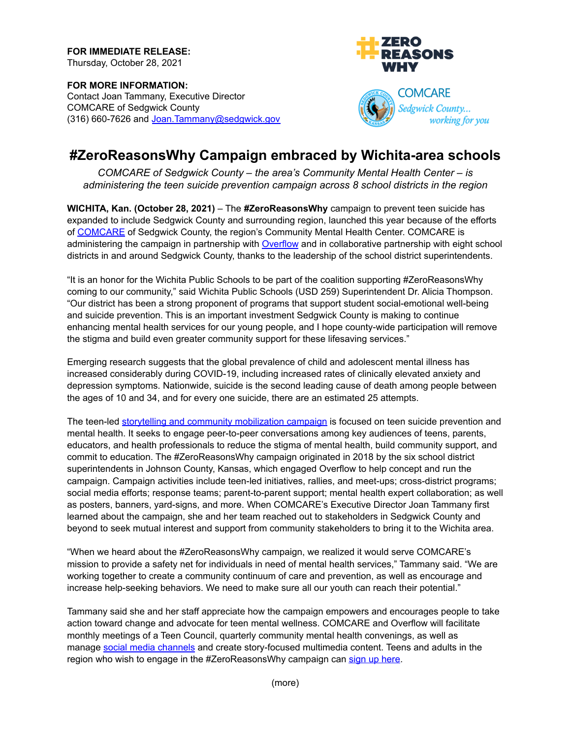**FOR IMMEDIATE RELEASE:**
Thursday, October 28, 2021

**FOR MORE INFORMATION:**
Contact Joan Tammany, Executive Director
COMCARE of Sedgwick County
(316) 660-7626 and Joan.Tammany@sedgwick.gov

ZERO REASONS WHY

COMCARE
Sedgwick County... working for you

# #ZeroReasonsWhy Campaign embraced by Wichita-area schools

*COMCARE of Sedgwick County – the area's Community Mental Health Center – is administering the teen suicide prevention campaign across 8 school districts in the region*

**WICHITA, Kan. (October 28, 2021)** – The **#ZeroReasonsWhy** campaign to prevent teen suicide has expanded to include Sedgwick County and surrounding region, launched this year because of the efforts of COMCARE of Sedgwick County, the region's Community Mental Health Center. COMCARE is administering the campaign in partnership with Overflow and in collaborative partnership with eight school districts in and around Sedgwick County, thanks to the leadership of the school district superintendents.

"It is an honor for the Wichita Public Schools to be part of the coalition supporting #ZeroReasonsWhy coming to our community," said Wichita Public Schools (USD 259) Superintendent Dr. Alicia Thompson. "Our district has been a strong proponent of programs that support student social-emotional well-being and suicide prevention. This is an important investment Sedgwick County is making to continue enhancing mental health services for our young people, and I hope county-wide participation will remove the stigma and build even greater community support for these lifesaving services."

Emerging research suggests that the global prevalence of child and adolescent mental illness has increased considerably during COVID-19, including increased rates of clinically elevated anxiety and depression symptoms. Nationwide, suicide is the second leading cause of death among people between the ages of 10 and 34, and for every one suicide, there are an estimated 25 attempts.

The teen-led storytelling and community mobilization campaign is focused on teen suicide prevention and mental health. It seeks to engage peer-to-peer conversations among key audiences of teens, parents, educators, and health professionals to reduce the stigma of mental health, build community support, and commit to education. The #ZeroReasonsWhy campaign originated in 2018 by the six school district superintendents in Johnson County, Kansas, which engaged Overflow to help concept and run the campaign. Campaign activities include teen-led initiatives, rallies, and meet-ups; cross-district programs; social media efforts; response teams; parent-to-parent support; mental health expert collaboration; as well as posters, banners, yard-signs, and more. When COMCARE's Executive Director Joan Tammany first learned about the campaign, she and her team reached out to stakeholders in Sedgwick County and beyond to seek mutual interest and support from community stakeholders to bring it to the Wichita area.

"When we heard about the #ZeroReasonsWhy campaign, we realized it would serve COMCARE's mission to provide a safety net for individuals in need of mental health services," Tammany said. "We are working together to create a community continuum of care and prevention, as well as encourage and increase help-seeking behaviors. We need to make sure all our youth can reach their potential."

Tammany said she and her staff appreciate how the campaign empowers and encourages people to take action toward change and advocate for teen mental wellness. COMCARE and Overflow will facilitate monthly meetings of a Teen Council, quarterly community mental health convenings, as well as manage social media channels and create story-focused multimedia content. Teens and adults in the region who wish to engage in the #ZeroReasonsWhy campaign can sign up here.

(more)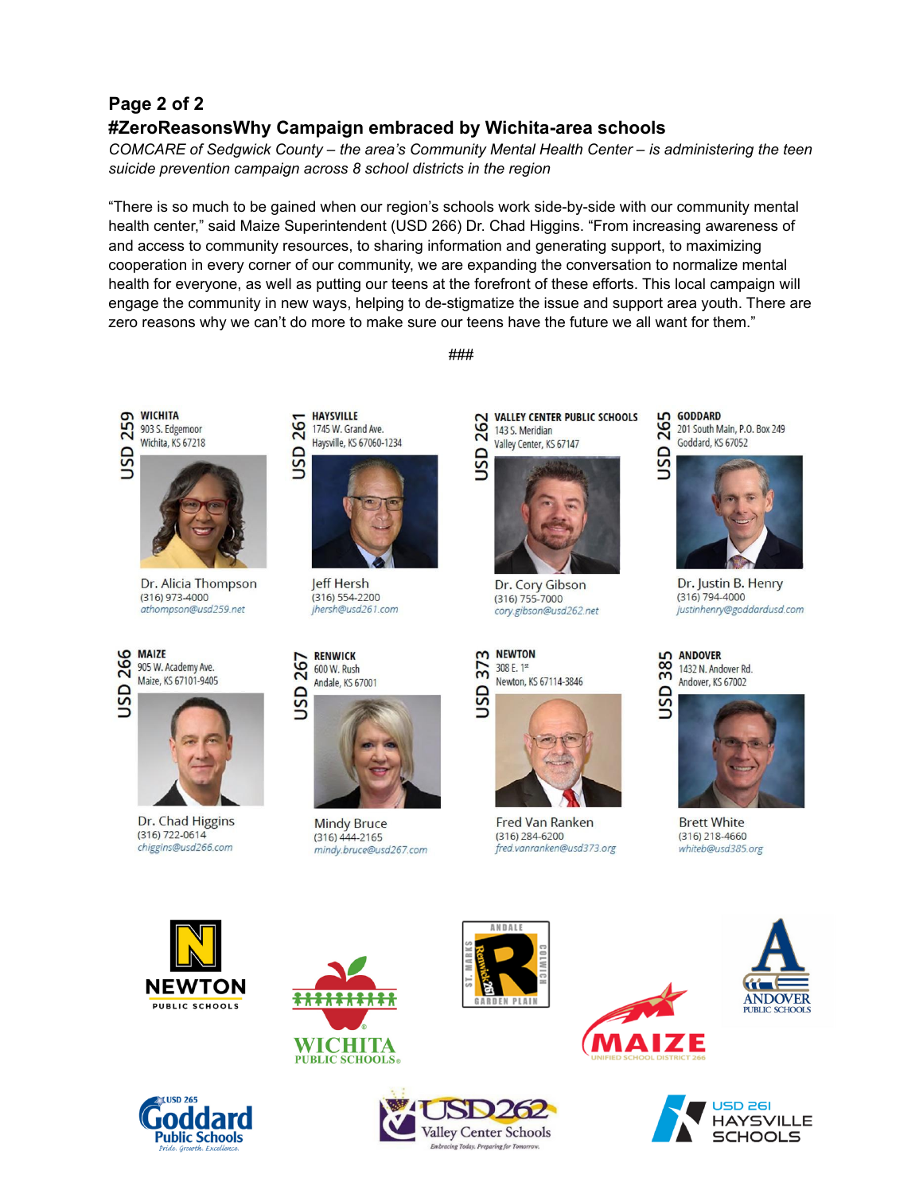## #ZeroReasonsWhy Campaign embraced by Wichita-area schools

*COMCARE of Sedgwick County – the area's Community Mental Health Center – is administering the teen suicide prevention campaign across 8 school districts in the region*

"There is so much to be gained when our region's schools work side-by-side with our community mental health center," said Maize Superintendent (USD 266) Dr. Chad Higgins. "From increasing awareness of and access to community resources, to sharing information and generating support, to maximizing cooperation in every corner of our community, we are expanding the conversation to normalize mental health for everyone, as well as putting our teens at the forefront of these efforts. This local campaign will engage the community in new ways, helping to de-stigmatize the issue and support area youth. There are zero reasons why we can't do more to make sure our teens have the future we all want for them."

###

**USD 259 — WICHITA**
903 S. Edgemoor
Wichita, KS 67218
Dr. Alicia Thompson
(316) 973-4000
athompson@usd259.net

**USD 261 — HAYSVILLE**
1745 W. Grand Ave.
Haysville, KS 67060-1234
Jeff Hersh
(316) 554-2200
jhersh@usd261.com

**USD 262 — VALLEY CENTER PUBLIC SCHOOLS**
143 S. Meridian
Valley Center, KS 67147
Dr. Cory Gibson
(316) 755-7000
cory.gibson@usd262.net

**USD 265 — GODDARD**
201 South Main, P.O. Box 249
Goddard, KS 67052
Dr. Justin B. Henry
(316) 794-4000
justinhenry@goddardusd.com

**USD 266 — MAIZE**
905 W. Academy Ave.
Maize, KS 67101-9405
Dr. Chad Higgins
(316) 722-0614
chiggins@usd266.com

**USD 267 — RENWICK**
600 W. Rush
Andale, KS 67001
Mindy Bruce
(316) 444-2165
mindy.bruce@usd267.com

**USD 373 — NEWTON**
308 E. 1st
Newton, KS 67114-3846
Fred Van Ranken
(316) 284-6200
fred.vanranken@usd373.org

**USD 385 — ANDOVER**
1432 N. Andover Rd.
Andover, KS 67002
Brett White
(316) 218-4660
whiteb@usd385.org